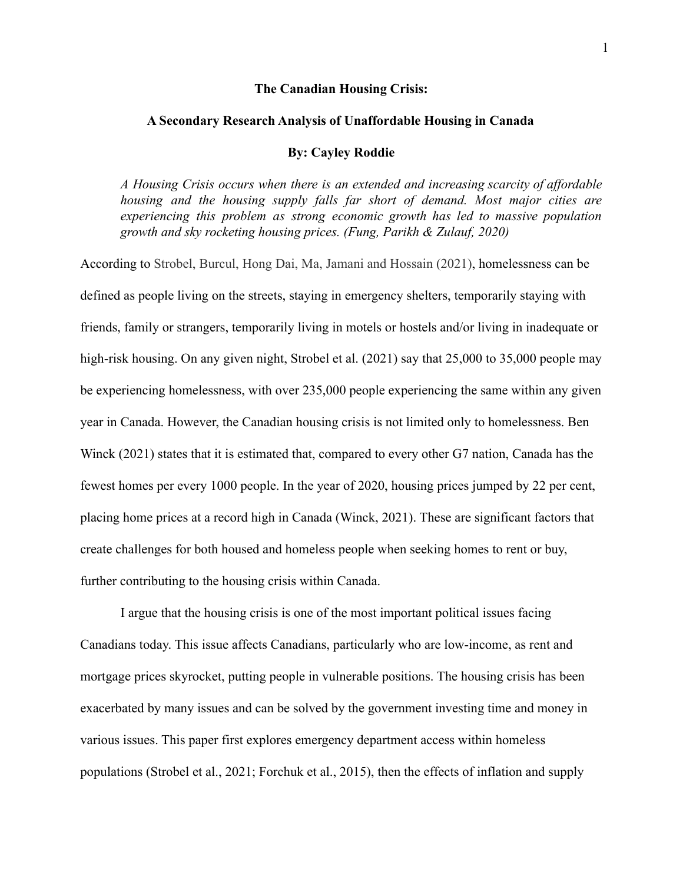**The Canadian Housing Crisis:**

**A Secondary Research Analysis of Unaffordable Housing in Canada**

**By: Cayley Roddie**

> *A Housing Crisis occurs when there is an extended and increasing scarcity of affordable housing and the housing supply falls far short of demand. Most major cities are experiencing this problem as strong economic growth has led to massive population growth and sky rocketing housing prices. (Fung, Parikh & Zulauf, 2020)*

According to Strobel, Burcul, Hong Dai, Ma, Jamani and Hossain (2021), homelessness can be defined as people living on the streets, staying in emergency shelters, temporarily staying with friends, family or strangers, temporarily living in motels or hostels and/or living in inadequate or high-risk housing. On any given night, Strobel et al. (2021) say that 25,000 to 35,000 people may be experiencing homelessness, with over 235,000 people experiencing the same within any given year in Canada. However, the Canadian housing crisis is not limited only to homelessness. Ben Winck (2021) states that it is estimated that, compared to every other G7 nation, Canada has the fewest homes per every 1000 people. In the year of 2020, housing prices jumped by 22 per cent, placing home prices at a record high in Canada (Winck, 2021). These are significant factors that create challenges for both housed and homeless people when seeking homes to rent or buy, further contributing to the housing crisis within Canada.

I argue that the housing crisis is one of the most important political issues facing Canadians today. This issue affects Canadians, particularly who are low-income, as rent and mortgage prices skyrocket, putting people in vulnerable positions. The housing crisis has been exacerbated by many issues and can be solved by the government investing time and money in various issues. This paper first explores emergency department access within homeless populations (Strobel et al., 2021; Forchuk et al., 2015), then the effects of inflation and supply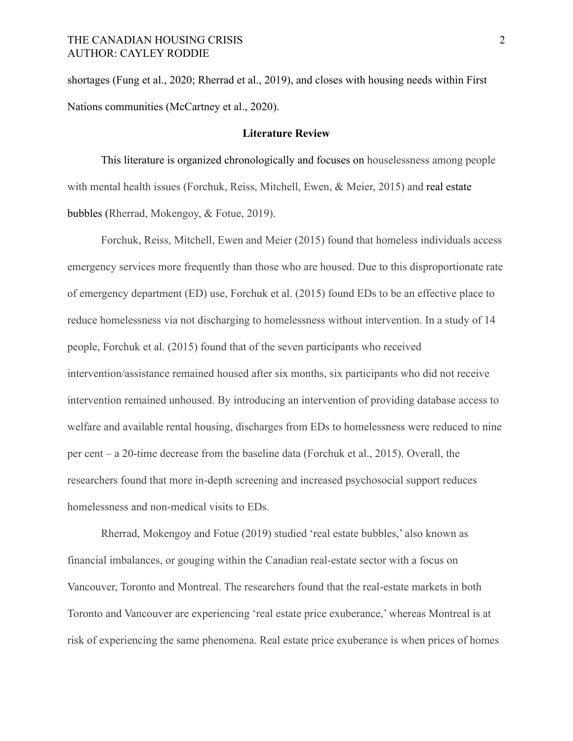shortages (Fung et al., 2020; Rherrad et al., 2019), and closes with housing needs within First Nations communities (McCartney et al., 2020).

## Literature Review

This literature is organized chronologically and focuses on houselessness among people with mental health issues (Forchuk, Reiss, Mitchell, Ewen, & Meier, 2015) and real estate bubbles (Rherrad, Mokengoy, & Fotue, 2019).

Forchuk, Reiss, Mitchell, Ewen and Meier (2015) found that homeless individuals access emergency services more frequently than those who are housed. Due to this disproportionate rate of emergency department (ED) use, Forchuk et al. (2015) found EDs to be an effective place to reduce homelessness via not discharging to homelessness without intervention. In a study of 14 people, Forchuk et al. (2015) found that of the seven participants who received intervention/assistance remained housed after six months, six participants who did not receive intervention remained unhoused. By introducing an intervention of providing database access to welfare and available rental housing, discharges from EDs to homelessness were reduced to nine per cent – a 20-time decrease from the baseline data (Forchuk et al., 2015). Overall, the researchers found that more in-depth screening and increased psychosocial support reduces homelessness and non-medical visits to EDs.

Rherrad, Mokengoy and Fotue (2019) studied 'real estate bubbles,' also known as financial imbalances, or gouging within the Canadian real-estate sector with a focus on Vancouver, Toronto and Montreal. The researchers found that the real-estate markets in both Toronto and Vancouver are experiencing 'real estate price exuberance,' whereas Montreal is at risk of experiencing the same phenomena. Real estate price exuberance is when prices of homes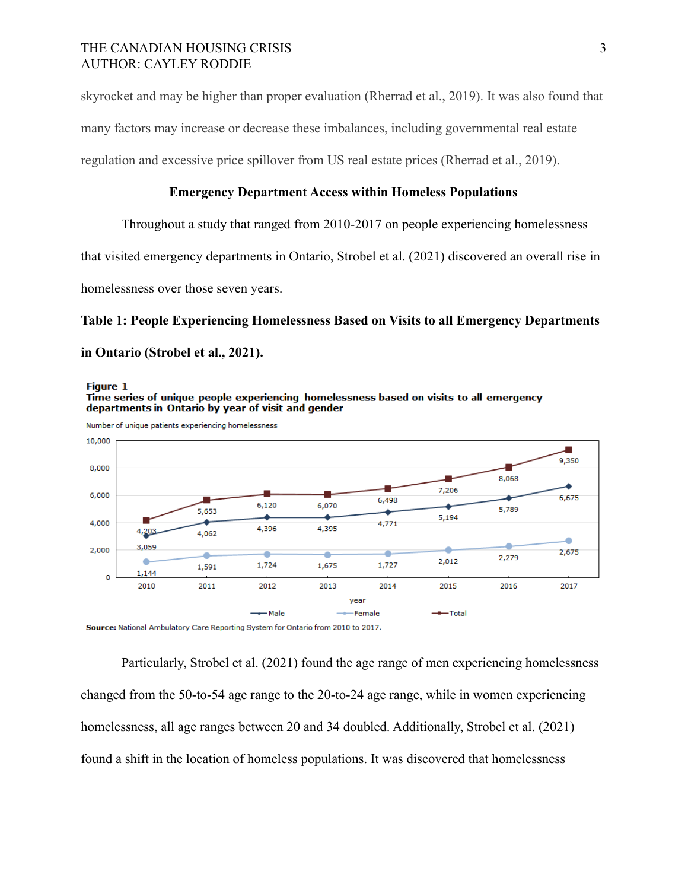skyrocket and may be higher than proper evaluation (Rherrad et al., 2019). It was also found that many factors may increase or decrease these imbalances, including governmental real estate regulation and excessive price spillover from US real estate prices (Rherrad et al., 2019).

### Emergency Department Access within Homeless Populations

Throughout a study that ranged from 2010-2017 on people experiencing homelessness that visited emergency departments in Ontario, Strobel et al. (2021) discovered an overall rise in homelessness over those seven years.

**Table 1: People Experiencing Homelessness Based on Visits to all Emergency Departments in Ontario (Strobel et al., 2021).**

**Figure 1**
**Time series of unique people experiencing homelessness based on visits to all emergency departments in Ontario by year of visit and gender**

Number of unique patients experiencing homelessness

| year | 2010 | 2011 | 2012 | 2013 | 2014 | 2015 | 2016 | 2017 |
|---|---|---|---|---|---|---|---|---|
| Male | 3,059 | 4,062 | 4,396 | 4,395 | 4,771 | 5,194 | 5,789 | 6,675 |
| Female | 1,144 | 1,591 | 1,724 | 1,675 | 1,727 | 2,012 | 2,279 | 2,675 |
| Total | 4,203 | 5,653 | 6,120 | 6,070 | 6,498 | 7,206 | 8,068 | 9,350 |

**Source:** National Ambulatory Care Reporting System for Ontario from 2010 to 2017.

Particularly, Strobel et al. (2021) found the age range of men experiencing homelessness changed from the 50-to-54 age range to the 20-to-24 age range, while in women experiencing homelessness, all age ranges between 20 and 34 doubled. Additionally, Strobel et al. (2021) found a shift in the location of homeless populations. It was discovered that homelessness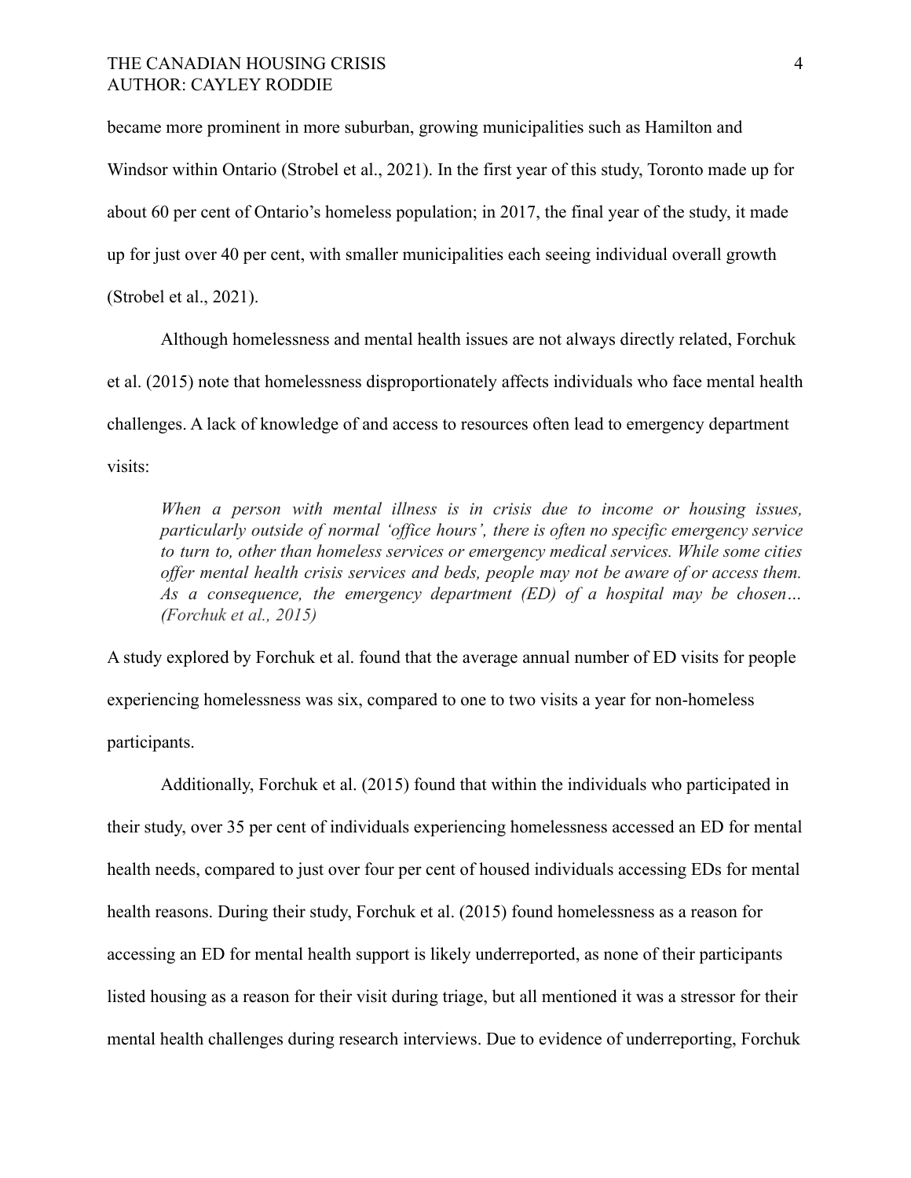became more prominent in more suburban, growing municipalities such as Hamilton and Windsor within Ontario (Strobel et al., 2021). In the first year of this study, Toronto made up for about 60 per cent of Ontario's homeless population; in 2017, the final year of the study, it made up for just over 40 per cent, with smaller municipalities each seeing individual overall growth (Strobel et al., 2021).

Although homelessness and mental health issues are not always directly related, Forchuk et al. (2015) note that homelessness disproportionately affects individuals who face mental health challenges. A lack of knowledge of and access to resources often lead to emergency department visits:

> *When a person with mental illness is in crisis due to income or housing issues, particularly outside of normal 'office hours', there is often no specific emergency service to turn to, other than homeless services or emergency medical services. While some cities offer mental health crisis services and beds, people may not be aware of or access them. As a consequence, the emergency department (ED) of a hospital may be chosen… (Forchuk et al., 2015)*

A study explored by Forchuk et al. found that the average annual number of ED visits for people experiencing homelessness was six, compared to one to two visits a year for non-homeless participants.

Additionally, Forchuk et al. (2015) found that within the individuals who participated in their study, over 35 per cent of individuals experiencing homelessness accessed an ED for mental health needs, compared to just over four per cent of housed individuals accessing EDs for mental health reasons. During their study, Forchuk et al. (2015) found homelessness as a reason for accessing an ED for mental health support is likely underreported, as none of their participants listed housing as a reason for their visit during triage, but all mentioned it was a stressor for their mental health challenges during research interviews. Due to evidence of underreporting, Forchuk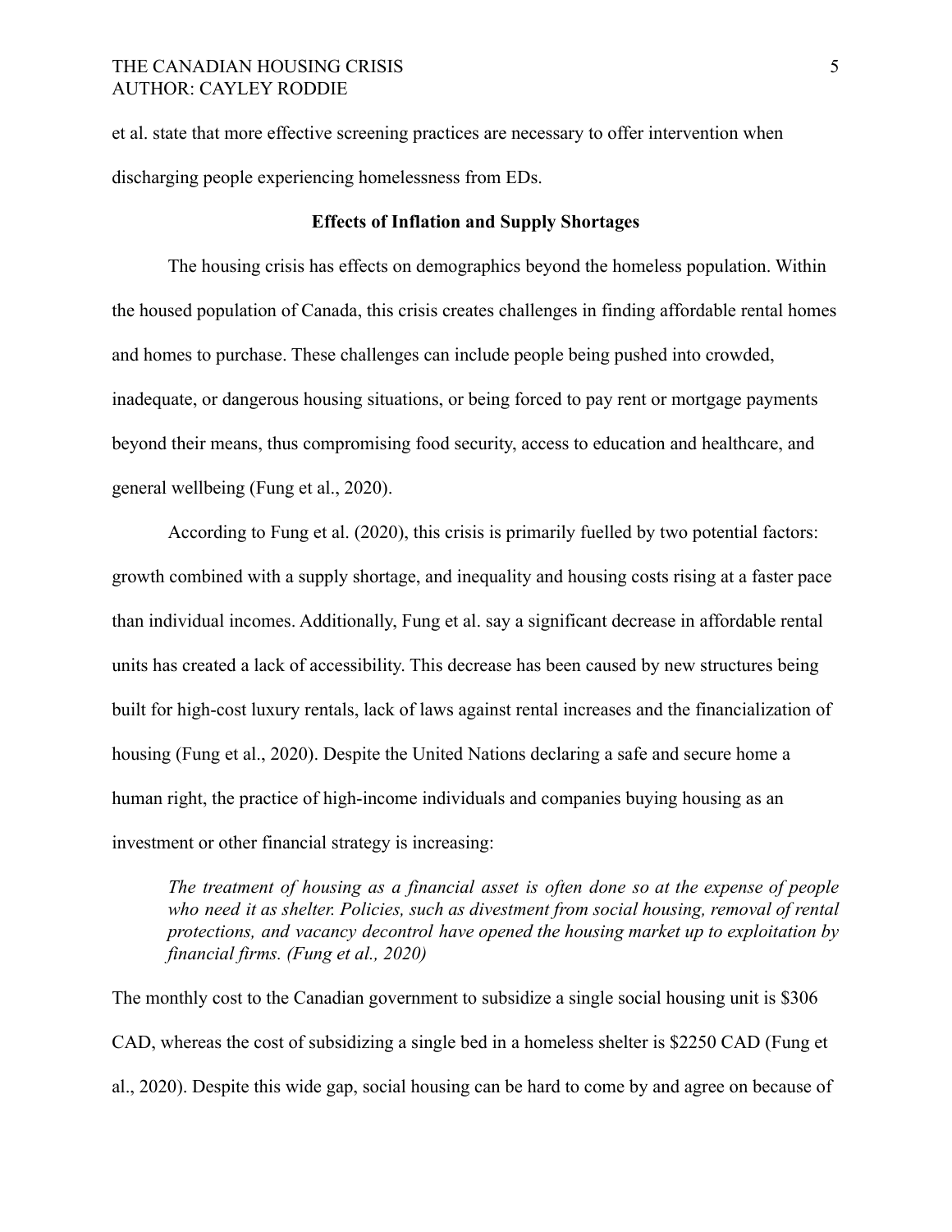et al. state that more effective screening practices are necessary to offer intervention when discharging people experiencing homelessness from EDs.

## Effects of Inflation and Supply Shortages

The housing crisis has effects on demographics beyond the homeless population. Within the housed population of Canada, this crisis creates challenges in finding affordable rental homes and homes to purchase. These challenges can include people being pushed into crowded, inadequate, or dangerous housing situations, or being forced to pay rent or mortgage payments beyond their means, thus compromising food security, access to education and healthcare, and general wellbeing (Fung et al., 2020).

According to Fung et al. (2020), this crisis is primarily fuelled by two potential factors: growth combined with a supply shortage, and inequality and housing costs rising at a faster pace than individual incomes. Additionally, Fung et al. say a significant decrease in affordable rental units has created a lack of accessibility. This decrease has been caused by new structures being built for high-cost luxury rentals, lack of laws against rental increases and the financialization of housing (Fung et al., 2020). Despite the United Nations declaring a safe and secure home a human right, the practice of high-income individuals and companies buying housing as an investment or other financial strategy is increasing:

> *The treatment of housing as a financial asset is often done so at the expense of people who need it as shelter. Policies, such as divestment from social housing, removal of rental protections, and vacancy decontrol have opened the housing market up to exploitation by financial firms. (Fung et al., 2020)*

The monthly cost to the Canadian government to subsidize a single social housing unit is $306 CAD, whereas the cost of subsidizing a single bed in a homeless shelter is $2250 CAD (Fung et al., 2020). Despite this wide gap, social housing can be hard to come by and agree on because of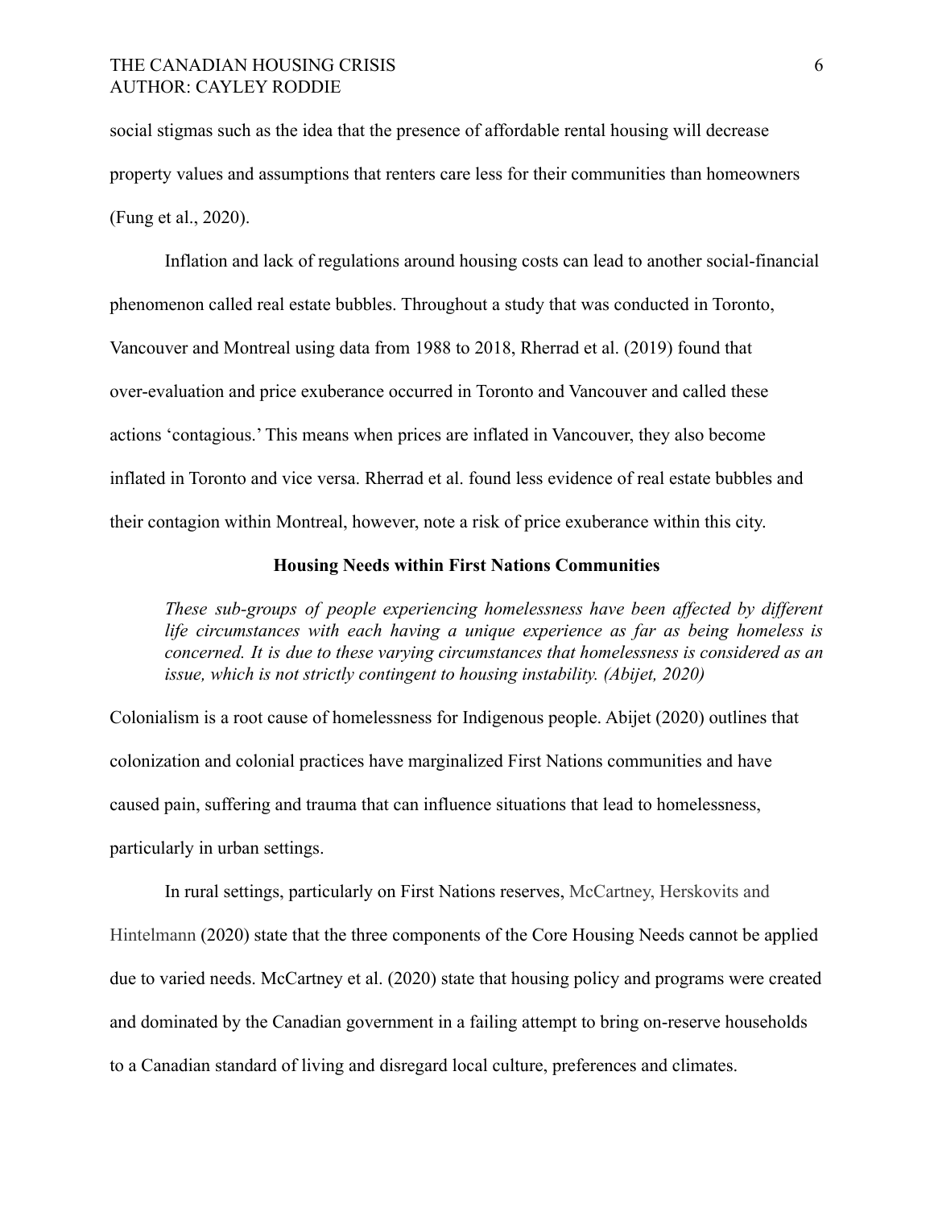social stigmas such as the idea that the presence of affordable rental housing will decrease property values and assumptions that renters care less for their communities than homeowners (Fung et al., 2020).

Inflation and lack of regulations around housing costs can lead to another social-financial phenomenon called real estate bubbles. Throughout a study that was conducted in Toronto, Vancouver and Montreal using data from 1988 to 2018, Rherrad et al. (2019) found that over-evaluation and price exuberance occurred in Toronto and Vancouver and called these actions 'contagious.' This means when prices are inflated in Vancouver, they also become inflated in Toronto and vice versa. Rherrad et al. found less evidence of real estate bubbles and their contagion within Montreal, however, note a risk of price exuberance within this city.

## Housing Needs within First Nations Communities

> *These sub-groups of people experiencing homelessness have been affected by different life circumstances with each having a unique experience as far as being homeless is concerned. It is due to these varying circumstances that homelessness is considered as an issue, which is not strictly contingent to housing instability. (Abijet, 2020)*

Colonialism is a root cause of homelessness for Indigenous people. Abijet (2020) outlines that colonization and colonial practices have marginalized First Nations communities and have caused pain, suffering and trauma that can influence situations that lead to homelessness, particularly in urban settings.

In rural settings, particularly on First Nations reserves, McCartney, Herskovits and Hintelmann (2020) state that the three components of the Core Housing Needs cannot be applied due to varied needs. McCartney et al. (2020) state that housing policy and programs were created and dominated by the Canadian government in a failing attempt to bring on-reserve households to a Canadian standard of living and disregard local culture, preferences and climates.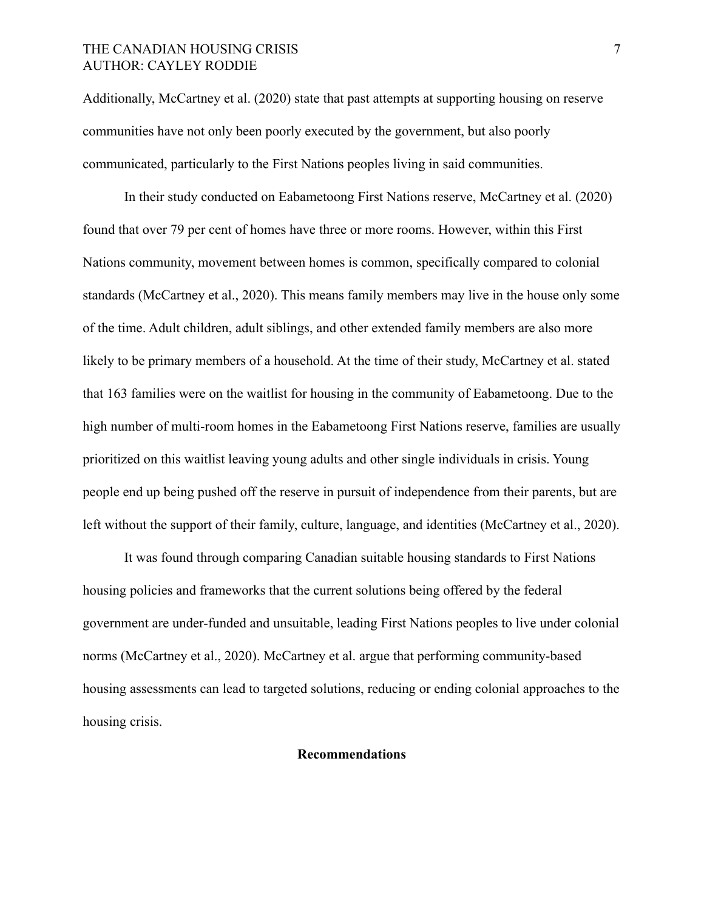Additionally, McCartney et al. (2020) state that past attempts at supporting housing on reserve communities have not only been poorly executed by the government, but also poorly communicated, particularly to the First Nations peoples living in said communities.

In their study conducted on Eabametoong First Nations reserve, McCartney et al. (2020) found that over 79 per cent of homes have three or more rooms. However, within this First Nations community, movement between homes is common, specifically compared to colonial standards (McCartney et al., 2020). This means family members may live in the house only some of the time. Adult children, adult siblings, and other extended family members are also more likely to be primary members of a household. At the time of their study, McCartney et al. stated that 163 families were on the waitlist for housing in the community of Eabametoong. Due to the high number of multi-room homes in the Eabametoong First Nations reserve, families are usually prioritized on this waitlist leaving young adults and other single individuals in crisis. Young people end up being pushed off the reserve in pursuit of independence from their parents, but are left without the support of their family, culture, language, and identities (McCartney et al., 2020).

It was found through comparing Canadian suitable housing standards to First Nations housing policies and frameworks that the current solutions being offered by the federal government are under-funded and unsuitable, leading First Nations peoples to live under colonial norms (McCartney et al., 2020). McCartney et al. argue that performing community-based housing assessments can lead to targeted solutions, reducing or ending colonial approaches to the housing crisis.

## Recommendations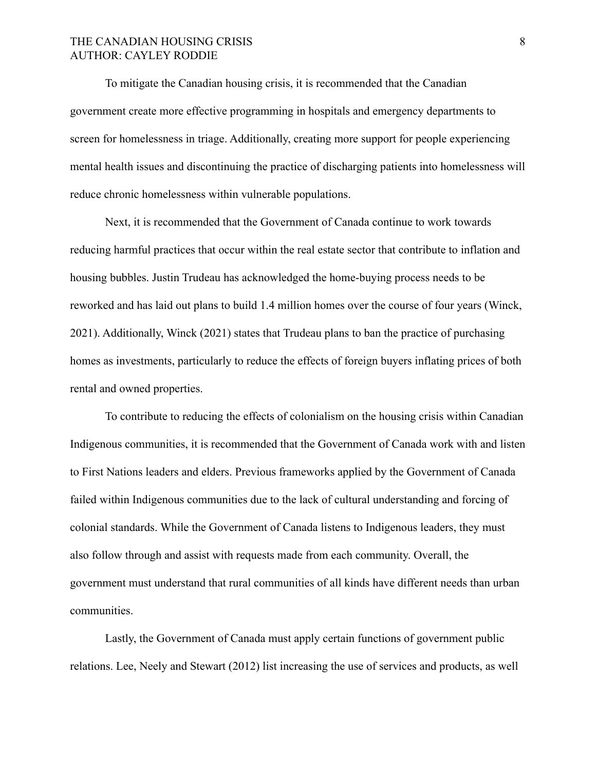To mitigate the Canadian housing crisis, it is recommended that the Canadian government create more effective programming in hospitals and emergency departments to screen for homelessness in triage. Additionally, creating more support for people experiencing mental health issues and discontinuing the practice of discharging patients into homelessness will reduce chronic homelessness within vulnerable populations.

Next, it is recommended that the Government of Canada continue to work towards reducing harmful practices that occur within the real estate sector that contribute to inflation and housing bubbles. Justin Trudeau has acknowledged the home-buying process needs to be reworked and has laid out plans to build 1.4 million homes over the course of four years (Winck, 2021). Additionally, Winck (2021) states that Trudeau plans to ban the practice of purchasing homes as investments, particularly to reduce the effects of foreign buyers inflating prices of both rental and owned properties.

To contribute to reducing the effects of colonialism on the housing crisis within Canadian Indigenous communities, it is recommended that the Government of Canada work with and listen to First Nations leaders and elders. Previous frameworks applied by the Government of Canada failed within Indigenous communities due to the lack of cultural understanding and forcing of colonial standards. While the Government of Canada listens to Indigenous leaders, they must also follow through and assist with requests made from each community. Overall, the government must understand that rural communities of all kinds have different needs than urban communities.

Lastly, the Government of Canada must apply certain functions of government public relations. Lee, Neely and Stewart (2012) list increasing the use of services and products, as well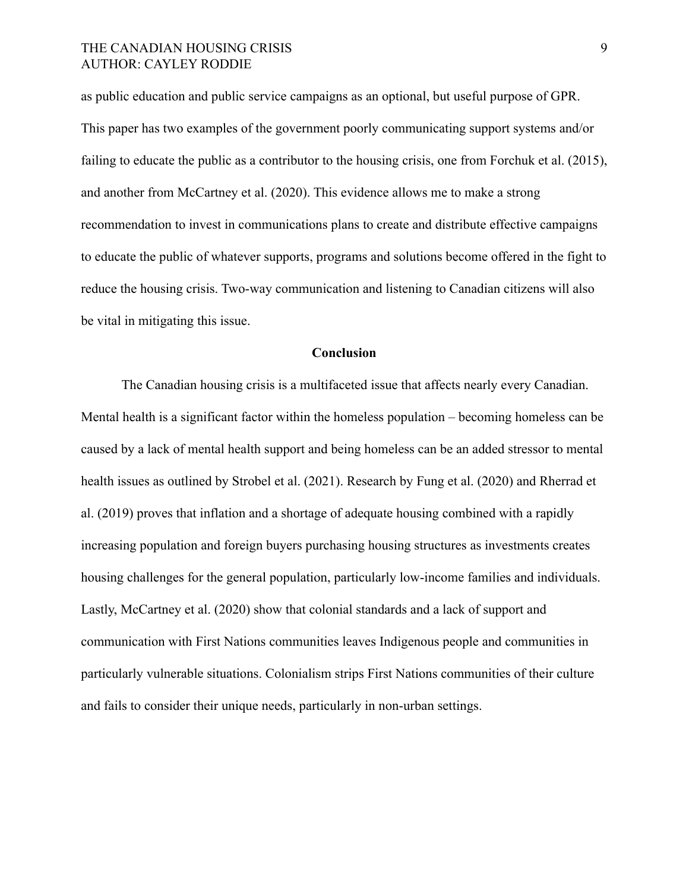as public education and public service campaigns as an optional, but useful purpose of GPR. This paper has two examples of the government poorly communicating support systems and/or failing to educate the public as a contributor to the housing crisis, one from Forchuk et al. (2015), and another from McCartney et al. (2020). This evidence allows me to make a strong recommendation to invest in communications plans to create and distribute effective campaigns to educate the public of whatever supports, programs and solutions become offered in the fight to reduce the housing crisis. Two-way communication and listening to Canadian citizens will also be vital in mitigating this issue.

## Conclusion

The Canadian housing crisis is a multifaceted issue that affects nearly every Canadian. Mental health is a significant factor within the homeless population – becoming homeless can be caused by a lack of mental health support and being homeless can be an added stressor to mental health issues as outlined by Strobel et al. (2021). Research by Fung et al. (2020) and Rherrad et al. (2019) proves that inflation and a shortage of adequate housing combined with a rapidly increasing population and foreign buyers purchasing housing structures as investments creates housing challenges for the general population, particularly low-income families and individuals. Lastly, McCartney et al. (2020) show that colonial standards and a lack of support and communication with First Nations communities leaves Indigenous people and communities in particularly vulnerable situations. Colonialism strips First Nations communities of their culture and fails to consider their unique needs, particularly in non-urban settings.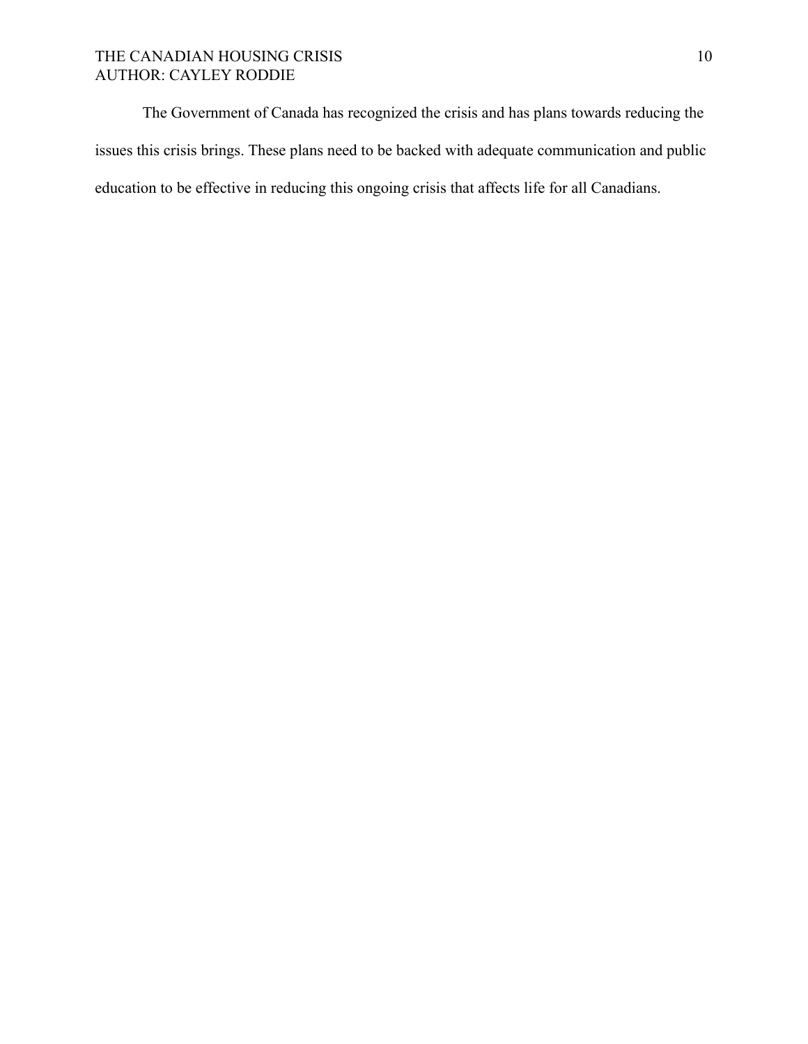The Government of Canada has recognized the crisis and has plans towards reducing the issues this crisis brings. These plans need to be backed with adequate communication and public education to be effective in reducing this ongoing crisis that affects life for all Canadians.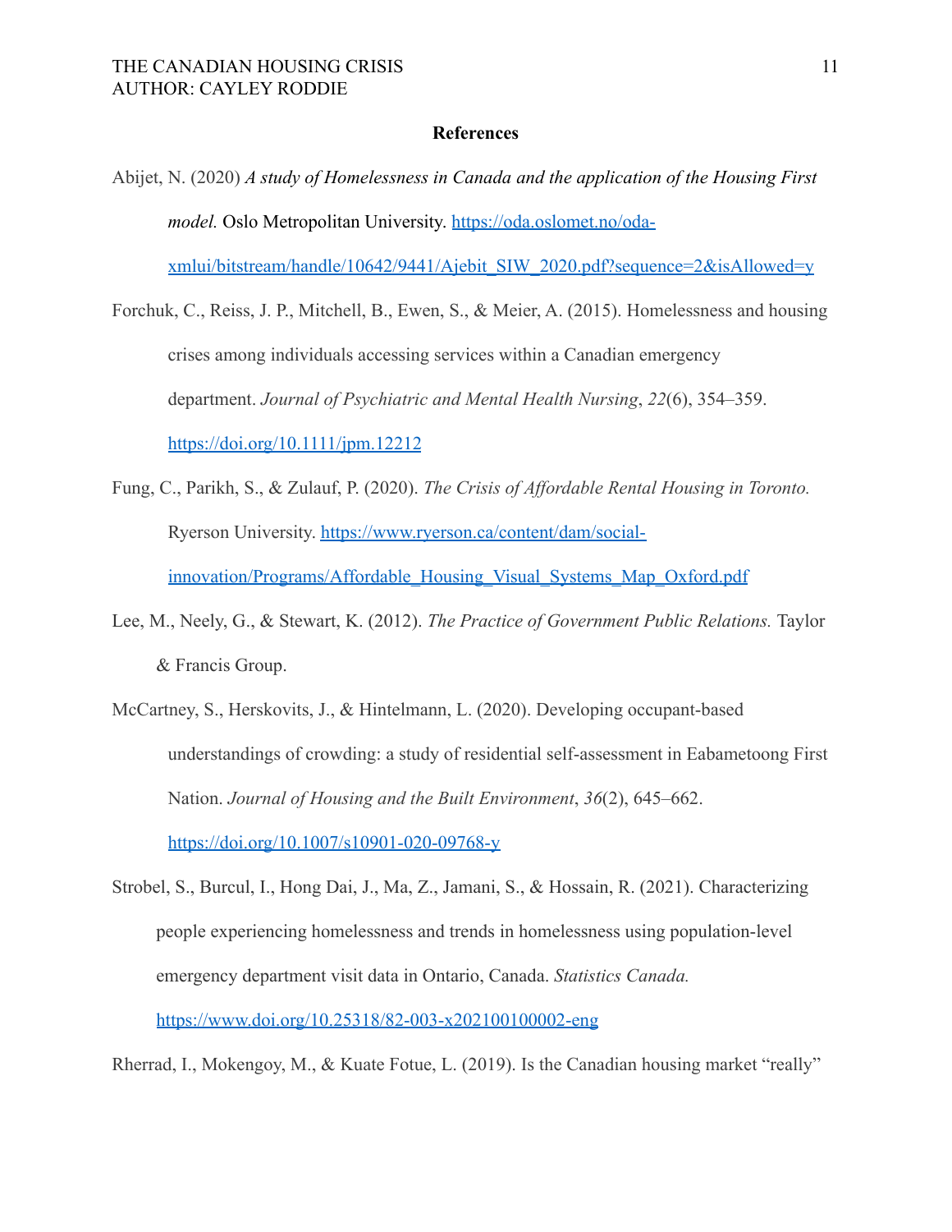**References**

Abijet, N. (2020) *A study of Homelessness in Canada and the application of the Housing First model.* Oslo Metropolitan University. https://oda.oslomet.no/oda-xmlui/bitstream/handle/10642/9441/Ajebit_SIW_2020.pdf?sequence=2&isAllowed=y

Forchuk, C., Reiss, J. P., Mitchell, B., Ewen, S., & Meier, A. (2015). Homelessness and housing crises among individuals accessing services within a Canadian emergency department. *Journal of Psychiatric and Mental Health Nursing*, *22*(6), 354–359. https://doi.org/10.1111/jpm.12212

Fung, C., Parikh, S., & Zulauf, P. (2020). *The Crisis of Affordable Rental Housing in Toronto.* Ryerson University. https://www.ryerson.ca/content/dam/social-innovation/Programs/Affordable_Housing_Visual_Systems_Map_Oxford.pdf

Lee, M., Neely, G., & Stewart, K. (2012). *The Practice of Government Public Relations.* Taylor & Francis Group.

McCartney, S., Herskovits, J., & Hintelmann, L. (2020). Developing occupant-based understandings of crowding: a study of residential self-assessment in Eabametoong First Nation. *Journal of Housing and the Built Environment*, *36*(2), 645–662. https://doi.org/10.1007/s10901-020-09768-y

Strobel, S., Burcul, I., Hong Dai, J., Ma, Z., Jamani, S., & Hossain, R. (2021). Characterizing people experiencing homelessness and trends in homelessness using population-level emergency department visit data in Ontario, Canada. *Statistics Canada.* https://www.doi.org/10.25318/82-003-x202100100002-eng

Rherrad, I., Mokengoy, M., & Kuate Fotue, L. (2019). Is the Canadian housing market "really"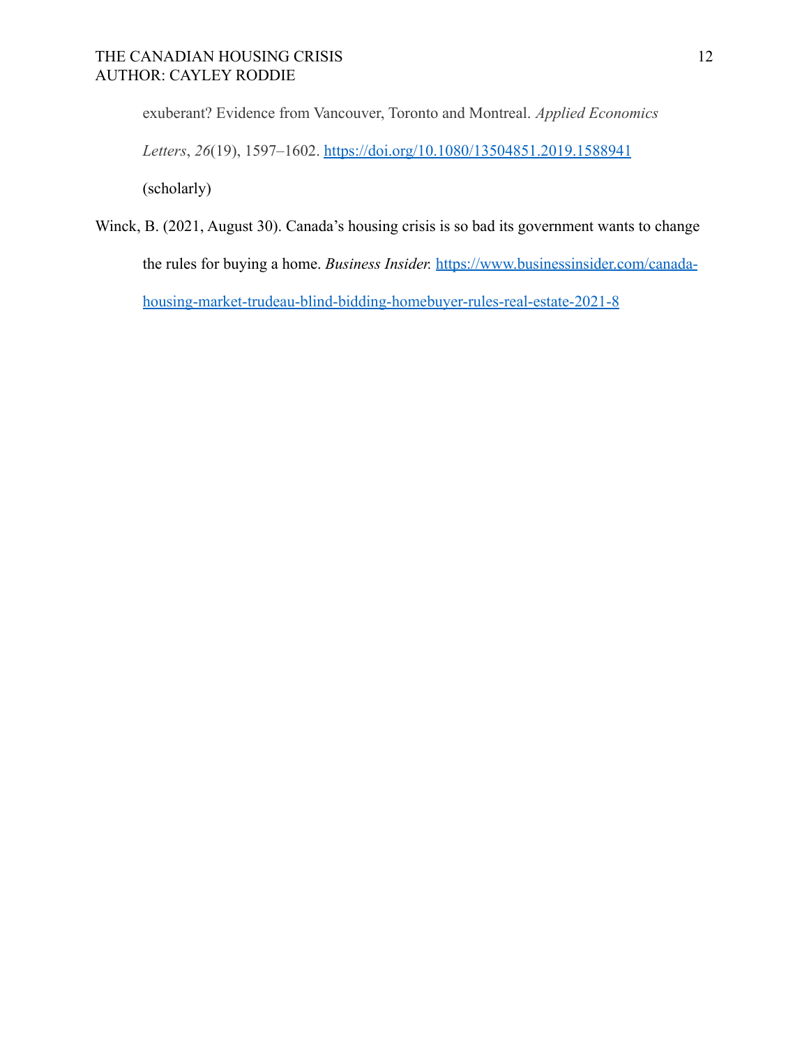exuberant? Evidence from Vancouver, Toronto and Montreal. *Applied Economics Letters*, *26*(19), 1597–1602. https://doi.org/10.1080/13504851.2019.1588941 (scholarly)

Winck, B. (2021, August 30). Canada's housing crisis is so bad its government wants to change the rules for buying a home. *Business Insider.* https://www.businessinsider.com/canada-housing-market-trudeau-blind-bidding-homebuyer-rules-real-estate-2021-8